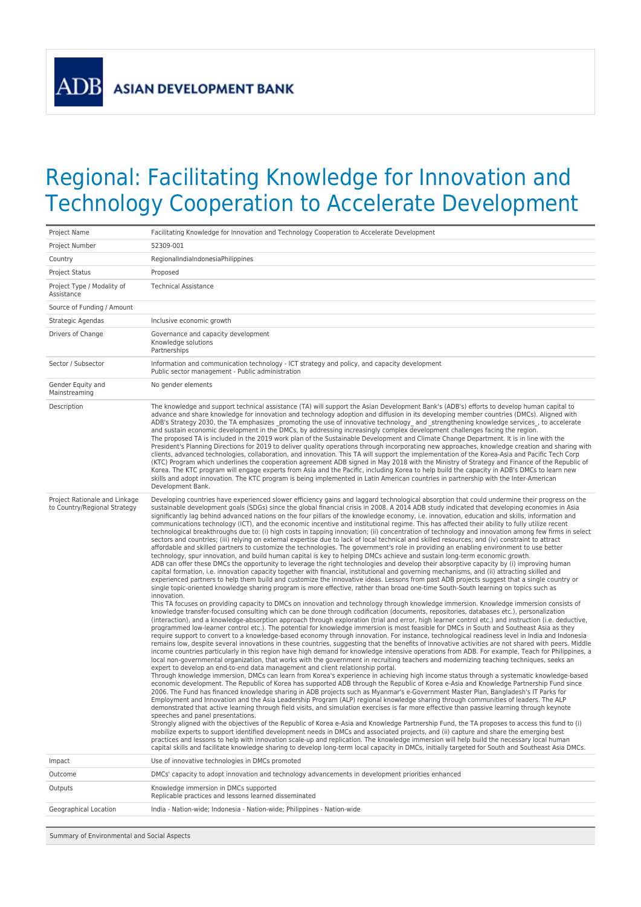ADB ASIAN DEVELOPMENT BANK

# Regional: Facilitating Knowledge for Innovation and Technology Cooperation to Accelerate Development

| | |
|---|---|
| Project Name | Facilitating Knowledge for Innovation and Technology Cooperation to Accelerate Development |
| Project Number | 52309-001 |
| Country | RegionalIndiaIndonesiaPhilippines |
| Project Status | Proposed |
| Project Type / Modality of Assistance | Technical Assistance |
| Source of Funding / Amount | |
| Strategic Agendas | Inclusive economic growth |
| Drivers of Change | Governance and capacity development<br>Knowledge solutions<br>Partnerships |
| Sector / Subsector | Information and communication technology - ICT strategy and policy, and capacity development<br>Public sector management - Public administration |
| Gender Equity and Mainstreaming | No gender elements |
| Description | The knowledge and support technical assistance (TA) will support the Asian Development Bank's (ADB's) efforts to develop human capital to advance and share knowledge for innovation and technology adoption and diffusion in its developing member countries (DMCs). Aligned with ADB's Strategy 2030, the TA emphasizes _promoting the use of innovative technology_ and _strengthening knowledge services_, to accelerate and sustain economic development in the DMCs, by addressing increasingly complex development challenges facing the region.<br>The proposed TA is included in the 2019 work plan of the Sustainable Development and Climate Change Department. It is in line with the President's Planning Directions for 2019 to deliver quality operations through incorporating new approaches, knowledge creation and sharing with clients, advanced technologies, collaboration, and innovation. This TA will support the implementation of the Korea-Asia and Pacific Tech Corp (KTC) Program which underlines the cooperation agreement ADB signed in May 2018 with the Ministry of Strategy and Finance of the Republic of Korea. The KTC program will engage experts from Asia and the Pacific, including Korea to help build the capacity in ADB's DMCs to learn new skills and adopt innovation. The KTC program is being implemented in Latin American countries in partnership with the Inter-American Development Bank. |
| Project Rationale and Linkage to Country/Regional Strategy | Developing countries have experienced slower efficiency gains and laggard technological absorption that could undermine their progress on the sustainable development goals (SDGs) since the global financial crisis in 2008. A 2014 ADB study indicated that developing economies in Asia significantly lag behind advanced nations on the four pillars of the knowledge economy, i.e. innovation, education and skills, information and communications technology (ICT), and the economic incentive and institutional regime. This has affected their ability to fully utilize recent technological breakthroughs due to: (i) high costs in tapping innovation; (ii) concentration of technology and innovation among few firms in select sectors and countries; (iii) relying on external expertise due to lack of local technical and skilled resources; and (iv) constraint to attract affordable and skilled partners to customize the technologies. The government's role in providing an enabling environment to use better technology, spur innovation, and build human capital is key to helping DMCs achieve and sustain long-term economic growth.<br>ADB can offer these DMCs the opportunity to leverage the right technologies and develop their absorptive capacity by (i) improving human capital formation, i.e. innovation capacity together with financial, institutional and governing mechanisms, and (ii) attracting skilled and experienced partners to help them build and customize the innovative ideas. Lessons from past ADB projects suggest that a single country or single topic-oriented knowledge sharing program is more effective, rather than broad one-time South-South learning on topics such as innovation.<br>This TA focuses on providing capacity to DMCs on innovation and technology through knowledge immersion. Knowledge immersion consists of knowledge transfer-focused consulting which can be done through codification (documents, repositories, databases etc.), personalization (interaction), and a knowledge-absorption approach through exploration (trial and error, high learner control etc.) and instruction (i.e. deductive, programmed low-learner control etc.). The potential for knowledge immersion is most feasible for DMCs in South and Southeast Asia as they require support to convert to a knowledge-based economy through innovation. For instance, technological readiness level in India and Indonesia remains low, despite several innovations in these countries, suggesting that the benefits of innovative activities are not shared with peers. Middle income countries particularly in this region have high demand for knowledge intensive operations from ADB. For example, Teach for Philippines, a local non-governmental organization, that works with the government in recruiting teachers and modernizing teaching techniques, seeks an expert to develop an end-to-end data management and client relationship portal.<br>Through knowledge immersion, DMCs can learn from Korea's experience in achieving high income status through a systematic knowledge-based economic development. The Republic of Korea has supported ADB through the Republic of Korea e-Asia and Knowledge Partnership Fund since 2006. The Fund has financed knowledge sharing in ADB projects such as Myanmar's e-Government Master Plan, Bangladesh's IT Parks for Employment and Innovation and the Asia Leadership Program (ALP) regional knowledge sharing through communities of leaders. The ALP demonstrated that active learning through field visits, and simulation exercises is far more effective than passive learning through keynote speeches and panel presentations.<br>Strongly aligned with the objectives of the Republic of Korea e-Asia and Knowledge Partnership Fund, the TA proposes to access this fund to (i) mobilize experts to support identified development needs in DMCs and associated projects, and (ii) capture and share the emerging best practices and lessons to help with innovation scale-up and replication. The knowledge immersion will help build the necessary local human capital skills and facilitate knowledge sharing to develop long-term local capacity in DMCs, initially targeted for South and Southeast Asia DMCs. |
| Impact | Use of innovative technologies in DMCs promoted |
| Outcome | DMCs' capacity to adopt innovation and technology advancements in development priorities enhanced |
| Outputs | Knowledge immersion in DMCs supported<br>Replicable practices and lessons learned disseminated |
| Geographical Location | India - Nation-wide; Indonesia - Nation-wide; Philippines - Nation-wide |

Summary of Environmental and Social Aspects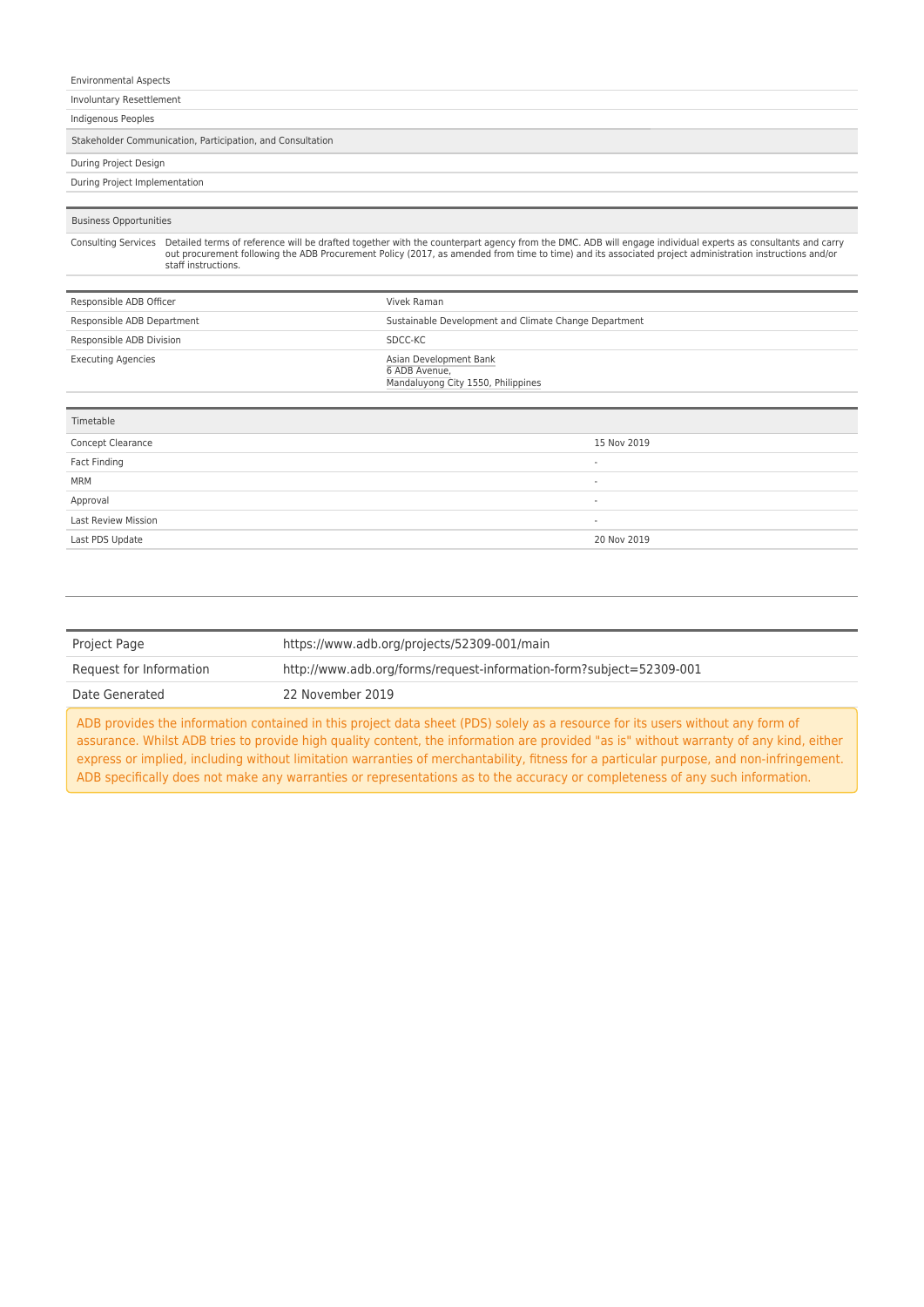| | |
|---|---|
| Environmental Aspects | |
| Involuntary Resettlement | |
| Indigenous Peoples | |

| Stakeholder Communication, Participation, and Consultation | |
|---|---|
| During Project Design | |
| During Project Implementation | |

| Business Opportunities | |
|---|---|
| Consulting Services | Detailed terms of reference will be drafted together with the counterpart agency from the DMC. ADB will engage individual experts as consultants and carry out procurement following the ADB Procurement Policy (2017, as amended from time to time) and its associated project administration instructions and/or staff instructions. |

| | |
|---|---|
| Responsible ADB Officer | Vivek Raman |
| Responsible ADB Department | Sustainable Development and Climate Change Department |
| Responsible ADB Division | SDCC-KC |
| Executing Agencies | Asian Development Bank<br>6 ADB Avenue,<br>Mandaluyong City 1550, Philippines |

| Timetable | |
|---|---|
| Concept Clearance | 15 Nov 2019 |
| Fact Finding | - |
| MRM | - |
| Approval | - |
| Last Review Mission | - |
| Last PDS Update | 20 Nov 2019 |

| | |
|---|---|
| Project Page | https://www.adb.org/projects/52309-001/main |
| Request for Information | http://www.adb.org/forms/request-information-form?subject=52309-001 |
| Date Generated | 22 November 2019 |

ADB provides the information contained in this project data sheet (PDS) solely as a resource for its users without any form of assurance. Whilst ADB tries to provide high quality content, the information are provided "as is" without warranty of any kind, either express or implied, including without limitation warranties of merchantability, fitness for a particular purpose, and non-infringement. ADB specifically does not make any warranties or representations as to the accuracy or completeness of any such information.